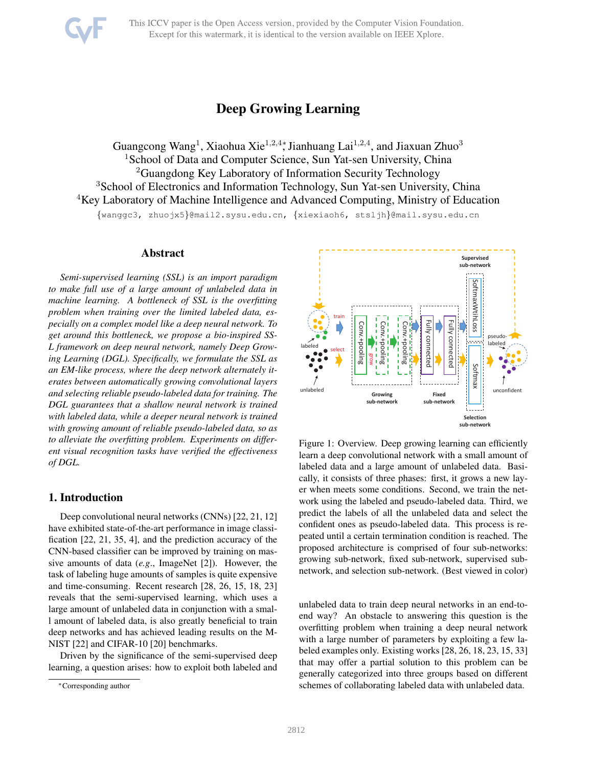# Deep Growing Learning

Guangcong Wang[1], Xiaohua Xie[1,2,4]*, Jianhuang Lai[1,2,4], and Jiaxuan Zhuo[3]

[1]School of Data and Computer Science, Sun Yat-sen University, China
[2]Guangdong Key Laboratory of Information Security Technology
[3]School of Electronics and Information Technology, Sun Yat-sen University, China
[4]Key Laboratory of Machine Intelligence and Advanced Computing, Ministry of Education

{wanggc3, zhuojx5}@mail2.sysu.edu.cn, {xiexiaoh6, stsljh}@mail.sysu.edu.cn

## Abstract

*Semi-supervised learning (SSL) is an import paradigm to make full use of a large amount of unlabeled data in machine learning. A bottleneck of SSL is the overfitting problem when training over the limited labeled data, especially on a complex model like a deep neural network. To get around this bottleneck, we propose a bio-inspired SSL framework on deep neural network, namely Deep Growing Learning (DGL). Specifically, we formulate the SSL as an EM-like process, where the deep network alternately iterates between automatically growing convolutional layers and selecting reliable pseudo-labeled data for training. The DGL guarantees that a shallow neural network is trained with labeled data, while a deeper neural network is trained with growing amount of reliable pseudo-labeled data, so as to alleviate the overfitting problem. Experiments on different visual recognition tasks have verified the effectiveness of DGL.*

## 1. Introduction

Deep convolutional neural networks (CNNs) [22, 21, 12] have exhibited state-of-the-art performance in image classification [22, 21, 35, 4], and the prediction accuracy of the CNN-based classifier can be improved by training on massive amounts of data (*e.g.*, ImageNet [2]). However, the task of labeling huge amounts of samples is quite expensive and time-consuming. Recent research [28, 26, 15, 18, 23] reveals that the semi-supervised learning, which uses a large amount of unlabeled data in conjunction with a small amount of labeled data, is also greatly beneficial to train deep networks and has achieved leading results on the MNIST [22] and CIFAR-10 [20] benchmarks.

Driven by the significance of the semi-supervised deep learning, a question arises: how to exploit both labeled and unlabeled data to train deep neural networks in an end-to-end way? An obstacle to answering this question is the overfitting problem when training a deep neural network with a large number of parameters by exploiting a few labeled examples only. Existing works [28, 26, 18, 23, 15, 33] that may offer a partial solution to this problem can be generally categorized into three groups based on different schemes of collaborating labeled data with unlabeled data.

Supervised sub-network
SoftmaxWithLoss
train
labeled
select
unlabeled
Conv.+pooling
Conv.+pooling
grow
Conv.+pooling
Fully connected
Fully connected
Softmax
pseudo-labeled
unconfident
Growing sub-network
Fixed sub-network
Selection sub-network

Figure 1: Overview. Deep growing learning can efficiently learn a deep convolutional network with a small amount of labeled data and a large amount of unlabeled data. Basically, it consists of three phases: first, it grows a new layer when meets some conditions. Second, we train the network using the labeled and pseudo-labeled data. Third, we predict the labels of all the unlabeled data and select the confident ones as pseudo-labeled data. This process is repeated until a certain termination condition is reached. The proposed architecture is comprised of four sub-networks: growing sub-network, fixed sub-network, supervised sub-network, and selection sub-network. (Best viewed in color)

*Corresponding author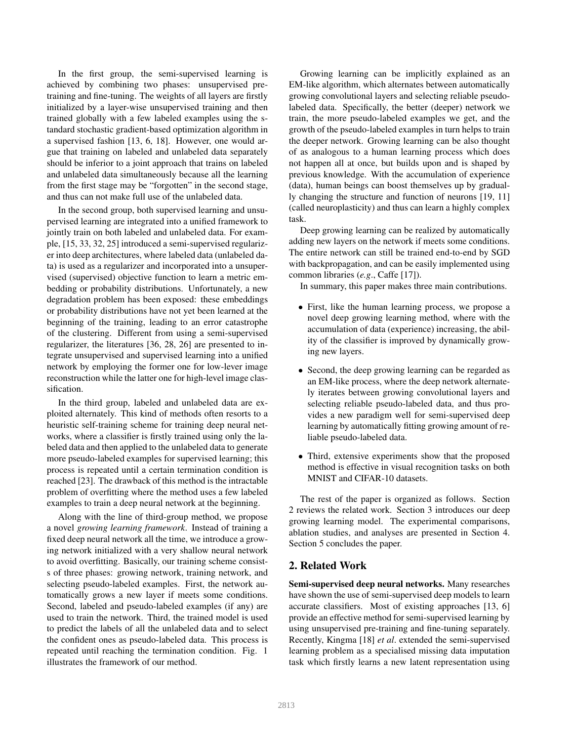In the first group, the semi-supervised learning is achieved by combining two phases: unsupervised pre-training and fine-tuning. The weights of all layers are firstly initialized by a layer-wise unsupervised training and then trained globally with a few labeled examples using the standard stochastic gradient-based optimization algorithm in a supervised fashion [13, 6, 18]. However, one would argue that training on labeled and unlabeled data separately should be inferior to a joint approach that trains on labeled and unlabeled data simultaneously because all the learning from the first stage may be "forgotten" in the second stage, and thus can not make full use of the unlabeled data.

In the second group, both supervised learning and unsupervised learning are integrated into a unified framework to jointly train on both labeled and unlabeled data. For example, [15, 33, 32, 25] introduced a semi-supervised regularizer into deep architectures, where labeled data (unlabeled data) is used as a regularizer and incorporated into a unsupervised (supervised) objective function to learn a metric embedding or probability distributions. Unfortunately, a new degradation problem has been exposed: these embeddings or probability distributions have not yet been learned at the beginning of the training, leading to an error catastrophe of the clustering. Different from using a semi-supervised regularizer, the literatures [36, 28, 26] are presented to integrate unsupervised and supervised learning into a unified network by employing the former one for low-lever image reconstruction while the latter one for high-level image classification.

In the third group, labeled and unlabeled data are exploited alternately. This kind of methods often resorts to a heuristic self-training scheme for training deep neural networks, where a classifier is firstly trained using only the labeled data and then applied to the unlabeled data to generate more pseudo-labeled examples for supervised learning; this process is repeated until a certain termination condition is reached [23]. The drawback of this method is the intractable problem of overfitting where the method uses a few labeled examples to train a deep neural network at the beginning.

Along with the line of third-group method, we propose a novel *growing learning framework*. Instead of training a fixed deep neural network all the time, we introduce a growing network initialized with a very shallow neural network to avoid overfitting. Basically, our training scheme consists of three phases: growing network, training network, and selecting pseudo-labeled examples. First, the network automatically grows a new layer if meets some conditions. Second, labeled and pseudo-labeled examples (if any) are used to train the network. Third, the trained model is used to predict the labels of all the unlabeled data and to select the confident ones as pseudo-labeled data. This process is repeated until reaching the termination condition. Fig. 1 illustrates the framework of our method.

Growing learning can be implicitly explained as an EM-like algorithm, which alternates between automatically growing convolutional layers and selecting reliable pseudo-labeled data. Specifically, the better (deeper) network we train, the more pseudo-labeled examples we get, and the growth of the pseudo-labeled examples in turn helps to train the deeper network. Growing learning can be also thought of as analogous to a human learning process which does not happen all at once, but builds upon and is shaped by previous knowledge. With the accumulation of experience (data), human beings can boost themselves up by gradually changing the structure and function of neurons [19, 11] (called neuroplasticity) and thus can learn a highly complex task.

Deep growing learning can be realized by automatically adding new layers on the network if meets some conditions. The entire network can still be trained end-to-end by SGD with backpropagation, and can be easily implemented using common libraries (*e.g.*, Caffe [17]).

In summary, this paper makes three main contributions.

- First, like the human learning process, we propose a novel deep growing learning method, where with the accumulation of data (experience) increasing, the ability of the classifier is improved by dynamically growing new layers.
- Second, the deep growing learning can be regarded as an EM-like process, where the deep network alternately iterates between growing convolutional layers and selecting reliable pseudo-labeled data, and thus provides a new paradigm well for semi-supervised deep learning by automatically fitting growing amount of reliable pseudo-labeled data.
- Third, extensive experiments show that the proposed method is effective in visual recognition tasks on both MNIST and CIFAR-10 datasets.

The rest of the paper is organized as follows. Section 2 reviews the related work. Section 3 introduces our deep growing learning model. The experimental comparisons, ablation studies, and analyses are presented in Section 4. Section 5 concludes the paper.

## 2. Related Work

**Semi-supervised deep neural networks.** Many researches have shown the use of semi-supervised deep models to learn accurate classifiers. Most of existing approaches [13, 6] provide an effective method for semi-supervised learning by using unsupervised pre-training and fine-tuning separately. Recently, Kingma [18] *et al*. extended the semi-supervised learning problem as a specialised missing data imputation task which firstly learns a new latent representation using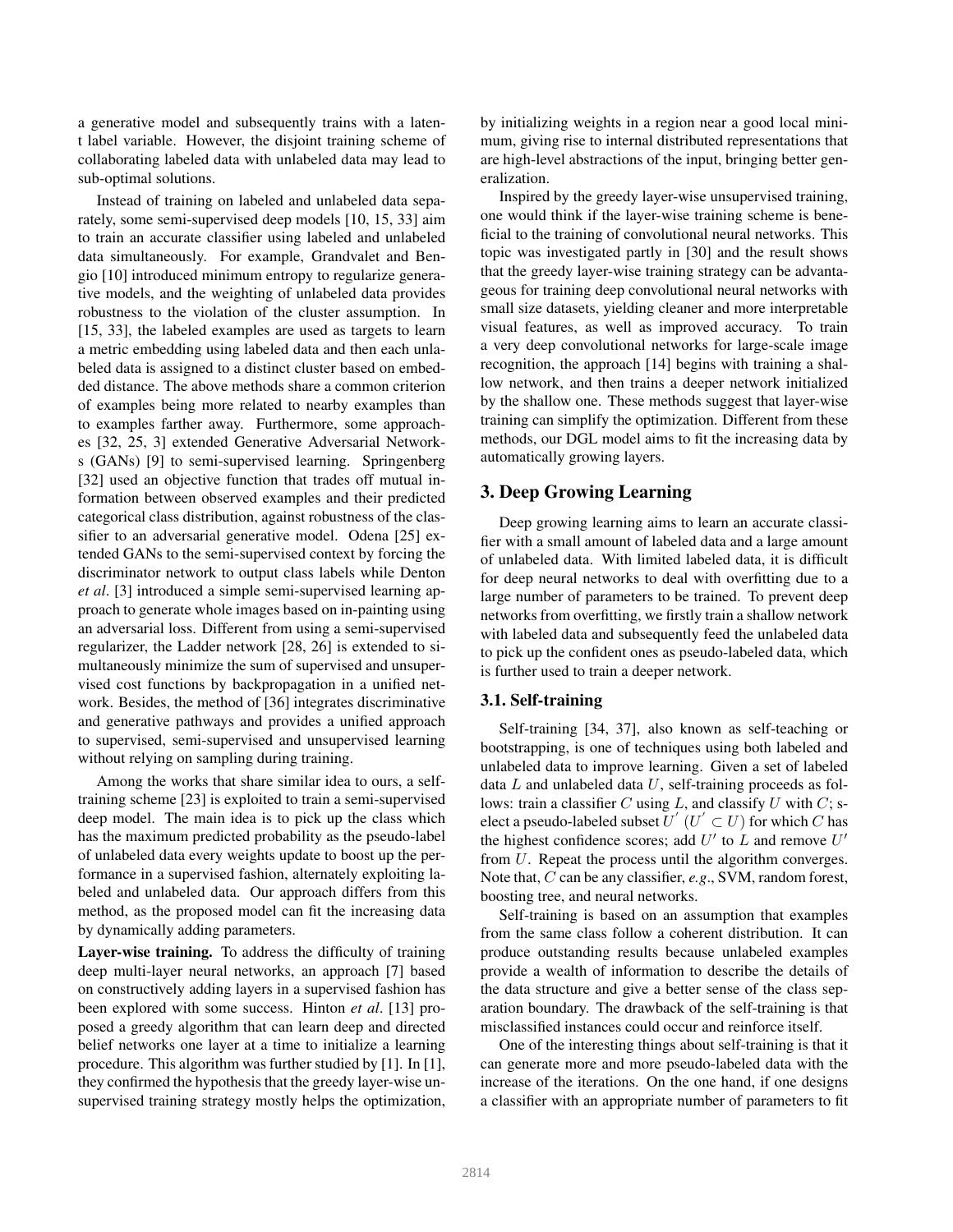a generative model and subsequently trains with a latent label variable. However, the disjoint training scheme of collaborating labeled data with unlabeled data may lead to sub-optimal solutions.

Instead of training on labeled and unlabeled data separately, some semi-supervised deep models [10, 15, 33] aim to train an accurate classifier using labeled and unlabeled data simultaneously. For example, Grandvalet and Bengio [10] introduced minimum entropy to regularize generative models, and the weighting of unlabeled data provides robustness to the violation of the cluster assumption. In [15, 33], the labeled examples are used as targets to learn a metric embedding using labeled data and then each unlabeled data is assigned to a distinct cluster based on embedded distance. The above methods share a common criterion of examples being more related to nearby examples than to examples farther away. Furthermore, some approaches [32, 25, 3] extended Generative Adversarial Networks (GANs) [9] to semi-supervised learning. Springenberg [32] used an objective function that trades off mutual information between observed examples and their predicted categorical class distribution, against robustness of the classifier to an adversarial generative model. Odena [25] extended GANs to the semi-supervised context by forcing the discriminator network to output class labels while Denton *et al*. [3] introduced a simple semi-supervised learning approach to generate whole images based on in-painting using an adversarial loss. Different from using a semi-supervised regularizer, the Ladder network [28, 26] is extended to simultaneously minimize the sum of supervised and unsupervised cost functions by backpropagation in a unified network. Besides, the method of [36] integrates discriminative and generative pathways and provides a unified approach to supervised, semi-supervised and unsupervised learning without relying on sampling during training.

Among the works that share similar idea to ours, a self-training scheme [23] is exploited to train a semi-supervised deep model. The main idea is to pick up the class which has the maximum predicted probability as the pseudo-label of unlabeled data every weights update to boost up the performance in a supervised fashion, alternately exploiting labeled and unlabeled data. Our approach differs from this method, as the proposed model can fit the increasing data by dynamically adding parameters.

**Layer-wise training.** To address the difficulty of training deep multi-layer neural networks, an approach [7] based on constructively adding layers in a supervised fashion has been explored with some success. Hinton *et al*. [13] proposed a greedy algorithm that can learn deep and directed belief networks one layer at a time to initialize a learning procedure. This algorithm was further studied by [1]. In [1], they confirmed the hypothesis that the greedy layer-wise unsupervised training strategy mostly helps the optimization, by initializing weights in a region near a good local minimum, giving rise to internal distributed representations that are high-level abstractions of the input, bringing better generalization.

Inspired by the greedy layer-wise unsupervised training, one would think if the layer-wise training scheme is beneficial to the training of convolutional neural networks. This topic was investigated partly in [30] and the result shows that the greedy layer-wise training strategy can be advantageous for training deep convolutional neural networks with small size datasets, yielding cleaner and more interpretable visual features, as well as improved accuracy. To train a very deep convolutional networks for large-scale image recognition, the approach [14] begins with training a shallow network, and then trains a deeper network initialized by the shallow one. These methods suggest that layer-wise training can simplify the optimization. Different from these methods, our DGL model aims to fit the increasing data by automatically growing layers.

## 3. Deep Growing Learning

Deep growing learning aims to learn an accurate classifier with a small amount of labeled data and a large amount of unlabeled data. With limited labeled data, it is difficult for deep neural networks to deal with overfitting due to a large number of parameters to be trained. To prevent deep networks from overfitting, we firstly train a shallow network with labeled data and subsequently feed the unlabeled data to pick up the confident ones as pseudo-labeled data, which is further used to train a deeper network.

### 3.1. Self-training

Self-training [34, 37], also known as self-teaching or bootstrapping, is one of techniques using both labeled and unlabeled data to improve learning. Given a set of labeled data $L$ and unlabeled data $U$, self-training proceeds as follows: train a classifier $C$ using $L$, and classify $U$ with $C$; select a pseudo-labeled subset $U^{'}$ ($U^{'} \subset U$) for which $C$ has the highest confidence scores; add $U'$ to $L$ and remove $U'$ from $U$. Repeat the process until the algorithm converges. Note that, $C$ can be any classifier, *e.g*., SVM, random forest, boosting tree, and neural networks.

Self-training is based on an assumption that examples from the same class follow a coherent distribution. It can produce outstanding results because unlabeled examples provide a wealth of information to describe the details of the data structure and give a better sense of the class separation boundary. The drawback of the self-training is that misclassified instances could occur and reinforce itself.

One of the interesting things about self-training is that it can generate more and more pseudo-labeled data with the increase of the iterations. On the one hand, if one designs a classifier with an appropriate number of parameters to fit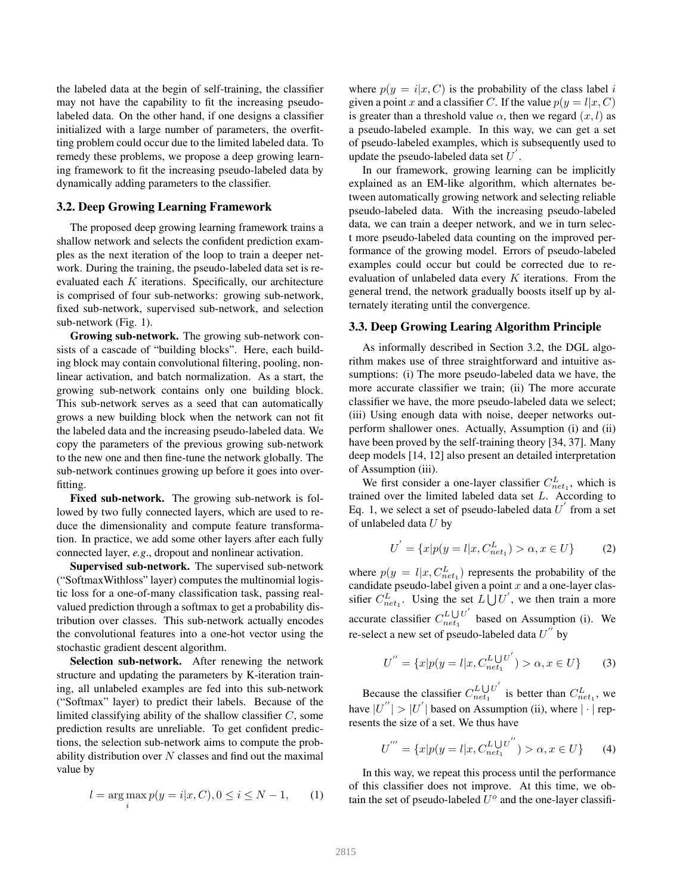the labeled data at the begin of self-training, the classifier may not have the capability to fit the increasing pseudo-labeled data. On the other hand, if one designs a classifier initialized with a large number of parameters, the overfitting problem could occur due to the limited labeled data. To remedy these problems, we propose a deep growing learning framework to fit the increasing pseudo-labeled data by dynamically adding parameters to the classifier.

### 3.2. Deep Growing Learning Framework

The proposed deep growing learning framework trains a shallow network and selects the confident prediction examples as the next iteration of the loop to train a deeper network. During the training, the pseudo-labeled data set is re-evaluated each $K$ iterations. Specifically, our architecture is comprised of four sub-networks: growing sub-network, fixed sub-network, supervised sub-network, and selection sub-network (Fig. 1).

**Growing sub-network.** The growing sub-network consists of a cascade of "building blocks". Here, each building block may contain convolutional filtering, pooling, nonlinear activation, and batch normalization. As a start, the growing sub-network contains only one building block. This sub-network serves as a seed that can automatically grows a new building block when the network can not fit the labeled data and the increasing pseudo-labeled data. We copy the parameters of the previous growing sub-network to the new one and then fine-tune the network globally. The sub-network continues growing up before it goes into overfitting.

**Fixed sub-network.** The growing sub-network is followed by two fully connected layers, which are used to reduce the dimensionality and compute feature transformation. In practice, we add some other layers after each fully connected layer, *e.g*., dropout and nonlinear activation.

**Supervised sub-network.** The supervised sub-network ("SoftmaxWithloss" layer) computes the multinomial logistic loss for a one-of-many classification task, passing real-valued prediction through a softmax to get a probability distribution over classes. This sub-network actually encodes the convolutional features into a one-hot vector using the stochastic gradient descent algorithm.

**Selection sub-network.** After renewing the network structure and updating the parameters by K-iteration training, all unlabeled examples are fed into this sub-network ("Softmax" layer) to predict their labels. Because of the limited classifying ability of the shallow classifier $C$, some prediction results are unreliable. To get confident predictions, the selection sub-network aims to compute the probability distribution over $N$ classes and find out the maximal value by

$$l = \arg\max_{i} p(y = i|x, C), 0 \leq i \leq N-1, \qquad (1)$$

where $p(y = i|x, C)$ is the probability of the class label $i$ given a point $x$ and a classifier $C$. If the value $p(y = l|x, C)$ is greater than a threshold value $\alpha$, then we regard $(x, l)$ as a pseudo-labeled example. In this way, we can get a set of pseudo-labeled examples, which is subsequently used to update the pseudo-labeled data set $U^{'}$.

In our framework, growing learning can be implicitly explained as an EM-like algorithm, which alternates between automatically growing network and selecting reliable pseudo-labeled data. With the increasing pseudo-labeled data, we can train a deeper network, and we in turn select more pseudo-labeled data counting on the improved performance of the growing model. Errors of pseudo-labeled examples could occur but could be corrected due to re-evaluation of unlabeled data every $K$ iterations. From the general trend, the network gradually boosts itself up by alternately iterating until the convergence.

### 3.3. Deep Growing Learing Algorithm Principle

As informally described in Section 3.2, the DGL algorithm makes use of three straightforward and intuitive assumptions: (i) The more pseudo-labeled data we have, the more accurate classifier we train; (ii) The more accurate classifier we have, the more pseudo-labeled data we select; (iii) Using enough data with noise, deeper networks outperform shallower ones. Actually, Assumption (i) and (ii) have been proved by the self-training theory [34, 37]. Many deep models [14, 12] also present an detailed interpretation of Assumption (iii).

We first consider a one-layer classifier $C^{L}_{net_1}$, which is trained over the limited labeled data set $L$. According to Eq. 1, we select a set of pseudo-labeled data $U^{'}$ from a set of unlabeled data $U$ by

$$U^{'} = \{x|p(y = l|x, C^{L}_{net_1}) > \alpha, x \in U\} \qquad (2)$$

where $p(y = l|x, C^{L}_{net_1})$ represents the probability of the candidate pseudo-label given a point $x$ and a one-layer classifier $C^{L}_{net_1}$. Using the set $L \bigcup U^{'}$, we then train a more accurate classifier $C^{L \bigcup U^{'}}_{net_1}$ based on Assumption (i). We re-select a new set of pseudo-labeled data $U^{''}$ by

$$U^{''} = \{x|p(y = l|x, C^{L \bigcup U^{'}}_{net_1}) > \alpha, x \in U\} \qquad (3)$$

Because the classifier $C^{L \bigcup U^{'}}_{net_1}$ is better than $C^{L}_{net_1}$, we have $|U^{''}| > |U^{'}|$ based on Assumption (ii), where $|\cdot|$ represents the size of a set. We thus have

$$U^{'''} = \{x|p(y = l|x, C^{L \bigcup U^{''}}_{net_1}) > \alpha, x \in U\} \qquad (4)$$

In this way, we repeat this process until the performance of this classifier does not improve. At this time, we obtain the set of pseudo-labeled $U^{o}$ and the one-layer classifi-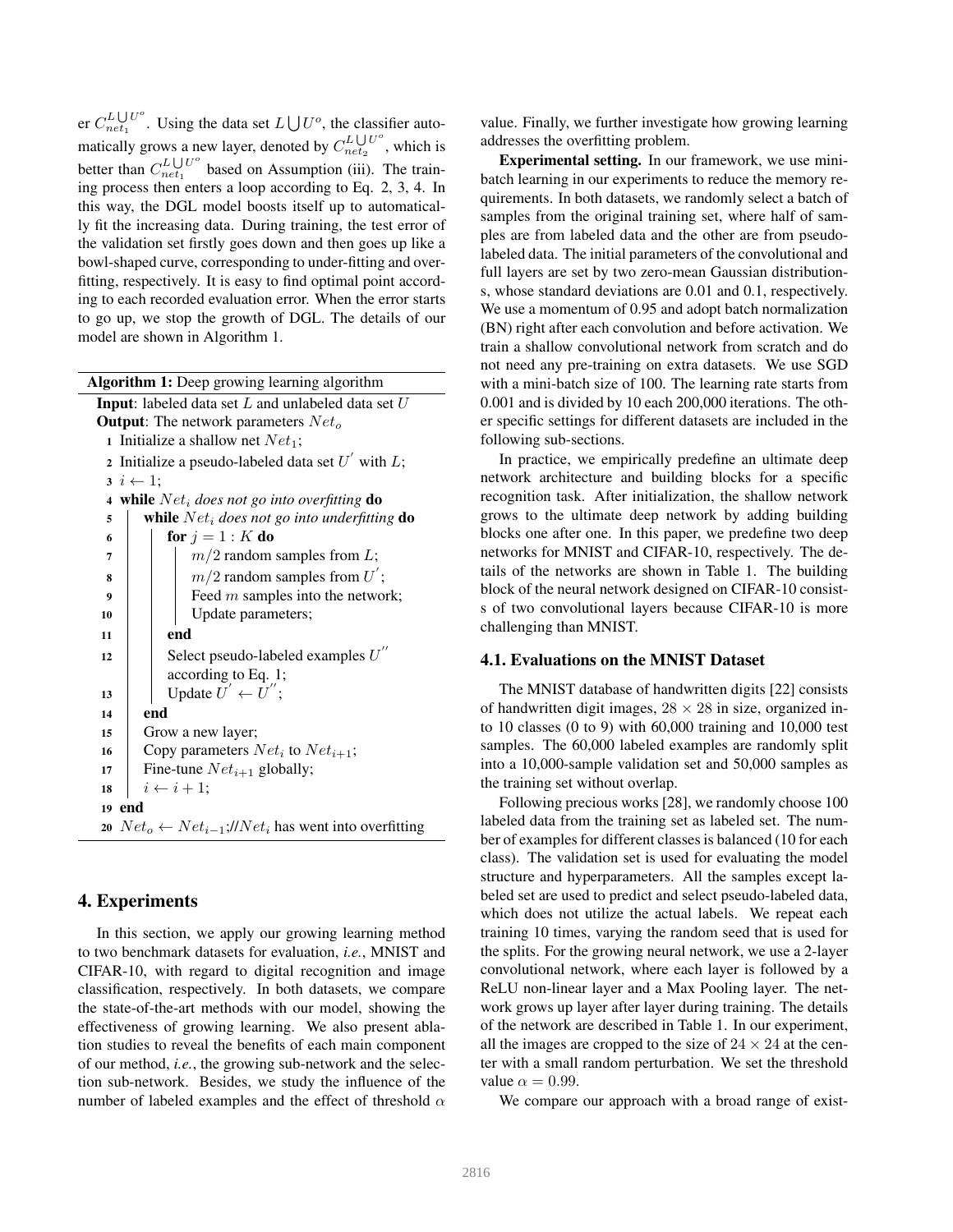er $C_{net_1}^{L \bigcup U^o}$. Using the data set $L \bigcup U^o$, the classifier automatically grows a new layer, denoted by $C_{net_2}^{L \bigcup U^o}$, which is better than $C_{net_1}^{L \bigcup U^o}$ based on Assumption (iii). The training process then enters a loop according to Eq. 2, 3, 4. In this way, the DGL model boosts itself up to automatically fit the increasing data. During training, the test error of the validation set firstly goes down and then goes up like a bowl-shaped curve, corresponding to under-fitting and overfitting, respectively. It is easy to find optimal point according to each recorded evaluation error. When the error starts to go up, we stop the growth of DGL. The details of our model are shown in Algorithm 1.

**Algorithm 1:** Deep growing learning algorithm

**Input**: labeled data set $L$ and unlabeled data set $U$
**Output**: The network parameters $Net_o$

```
1  Initialize a shallow net Net_1;
2  Initialize a pseudo-labeled data set U' with L;
3  i ← 1;
4  while Net_i does not go into overfitting do
5      while Net_i does not go into underfitting do
6          for j = 1 : K do
7              m/2 random samples from L;
8              m/2 random samples from U';
9              Feed m samples into the network;
10             Update parameters;
11         end
12         Select pseudo-labeled examples U''
           according to Eq. 1;
13         Update U' ← U'';
14     end
15     Grow a new layer;
16     Copy parameters Net_i to Net_{i+1};
17     Fine-tune Net_{i+1} globally;
18     i ← i + 1;
19 end
20 Net_o ← Net_{i-1};//Net_i has went into overfitting
```

# 4. Experiments

In this section, we apply our growing learning method to two benchmark datasets for evaluation, *i.e.*, MNIST and CIFAR-10, with regard to digital recognition and image classification, respectively. In both datasets, we compare the state-of-the-art methods with our model, showing the effectiveness of growing learning. We also present ablation studies to reveal the benefits of each main component of our method, *i.e.*, the growing sub-network and the selection sub-network. Besides, we study the influence of the number of labeled examples and the effect of threshold $\alpha$ value. Finally, we further investigate how growing learning addresses the overfitting problem.

**Experimental setting.** In our framework, we use mini-batch learning in our experiments to reduce the memory requirements. In both datasets, we randomly select a batch of samples from the original training set, where half of samples are from labeled data and the other are from pseudo-labeled data. The initial parameters of the convolutional and full layers are set by two zero-mean Gaussian distributions, whose standard deviations are 0.01 and 0.1, respectively. We use a momentum of 0.95 and adopt batch normalization (BN) right after each convolution and before activation. We train a shallow convolutional network from scratch and do not need any pre-training on extra datasets. We use SGD with a mini-batch size of 100. The learning rate starts from 0.001 and is divided by 10 each 200,000 iterations. The other specific settings for different datasets are included in the following sub-sections.

In practice, we empirically predefine an ultimate deep network architecture and building blocks for a specific recognition task. After initialization, the shallow network grows to the ultimate deep network by adding building blocks one after one. In this paper, we predefine two deep networks for MNIST and CIFAR-10, respectively. The details of the networks are shown in Table 1. The building block of the neural network designed on CIFAR-10 consists of two convolutional layers because CIFAR-10 is more challenging than MNIST.

## 4.1. Evaluations on the MNIST Dataset

The MNIST database of handwritten digits [22] consists of handwritten digit images, $28 \times 28$ in size, organized into 10 classes (0 to 9) with 60,000 training and 10,000 test samples. The 60,000 labeled examples are randomly split into a 10,000-sample validation set and 50,000 samples as the training set without overlap.

Following precious works [28], we randomly choose 100 labeled data from the training set as labeled set. The number of examples for different classes is balanced (10 for each class). The validation set is used for evaluating the model structure and hyperparameters. All the samples except labeled set are used to predict and select pseudo-labeled data, which does not utilize the actual labels. We repeat each training 10 times, varying the random seed that is used for the splits. For the growing neural network, we use a 2-layer convolutional network, where each layer is followed by a ReLU non-linear layer and a Max Pooling layer. The network grows up layer after layer during training. The details of the network are described in Table 1. In our experiment, all the images are cropped to the size of $24 \times 24$ at the center with a small random perturbation. We set the threshold value $\alpha = 0.99$.

We compare our approach with a broad range of exist-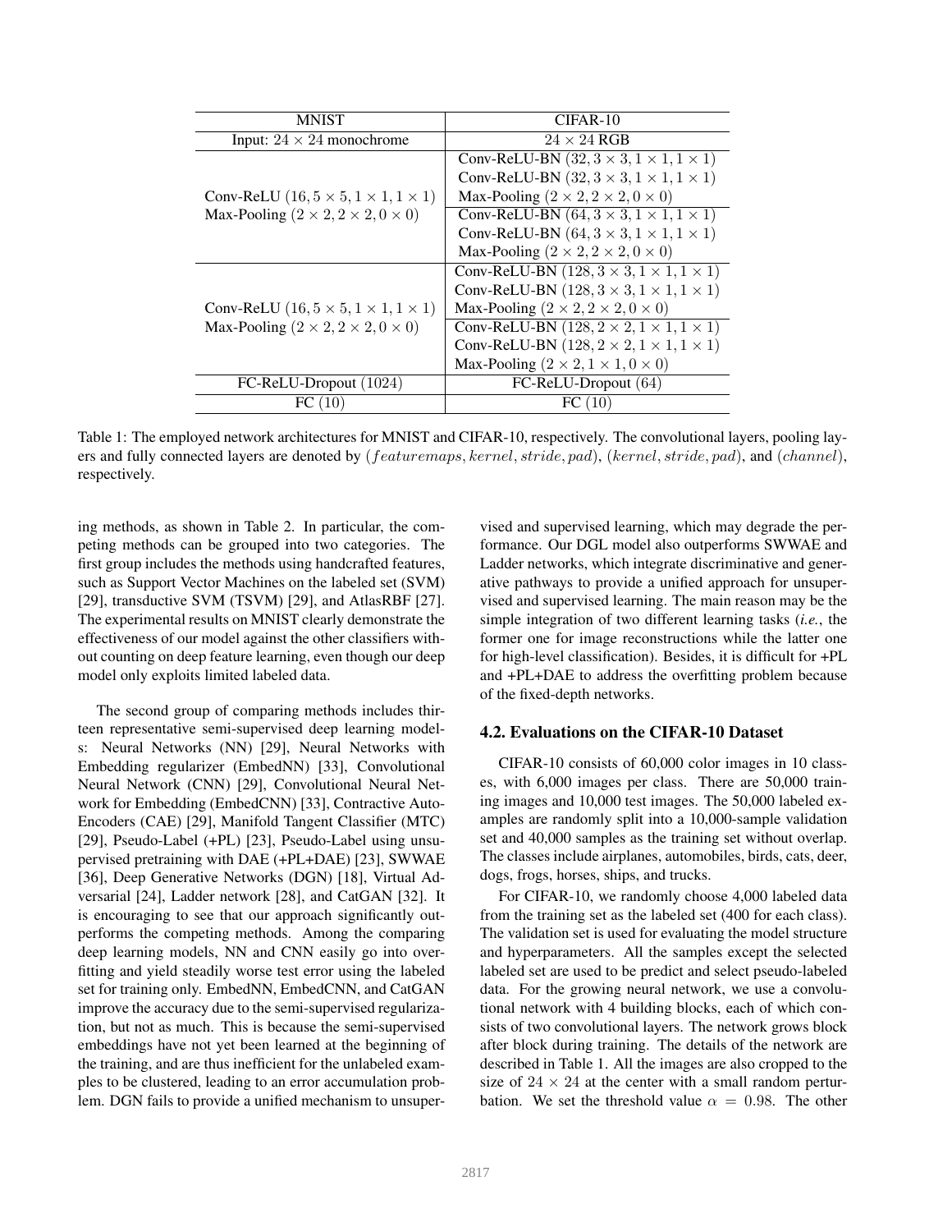| MNIST | CIFAR-10 |
|---|---|
| Input: $24 \times 24$ monochrome | $24 \times 24$ RGB |
| Conv-ReLU $(16, 5 \times 5, 1 \times 1, 1 \times 1)$<br>Max-Pooling $(2 \times 2, 2 \times 2, 0 \times 0)$ | Conv-ReLU-BN $(32, 3 \times 3, 1 \times 1, 1 \times 1)$<br>Conv-ReLU-BN $(32, 3 \times 3, 1 \times 1, 1 \times 1)$<br>Max-Pooling $(2 \times 2, 2 \times 2, 0 \times 0)$<br>Conv-ReLU-BN $(64, 3 \times 3, 1 \times 1, 1 \times 1)$<br>Conv-ReLU-BN $(64, 3 \times 3, 1 \times 1, 1 \times 1)$<br>Max-Pooling $(2 \times 2, 2 \times 2, 0 \times 0)$ |
| Conv-ReLU $(16, 5 \times 5, 1 \times 1, 1 \times 1)$<br>Max-Pooling $(2 \times 2, 2 \times 2, 0 \times 0)$ | Conv-ReLU-BN $(128, 3 \times 3, 1 \times 1, 1 \times 1)$<br>Conv-ReLU-BN $(128, 3 \times 3, 1 \times 1, 1 \times 1)$<br>Max-Pooling $(2 \times 2, 2 \times 2, 0 \times 0)$<br>Conv-ReLU-BN $(128, 2 \times 2, 1 \times 1, 1 \times 1)$<br>Conv-ReLU-BN $(128, 2 \times 2, 1 \times 1, 1 \times 1)$<br>Max-Pooling $(2 \times 2, 1 \times 1, 0 \times 0)$ |
| FC-ReLU-Dropout $(1024)$ | FC-ReLU-Dropout $(64)$ |
| FC $(10)$ | FC $(10)$ |

Table 1: The employed network architectures for MNIST and CIFAR-10, respectively. The convolutional layers, pooling layers and fully connected layers are denoted by $(featuremaps, kernel, stride, pad)$, $(kernel, stride, pad)$, and $(channel)$, respectively.

ing methods, as shown in Table 2. In particular, the competing methods can be grouped into two categories. The first group includes the methods using handcrafted features, such as Support Vector Machines on the labeled set (SVM) [29], transductive SVM (TSVM) [29], and AtlasRBF [27]. The experimental results on MNIST clearly demonstrate the effectiveness of our model against the other classifiers without counting on deep feature learning, even though our deep model only exploits limited labeled data.

The second group of comparing methods includes thirteen representative semi-supervised deep learning models: Neural Networks (NN) [29], Neural Networks with Embedding regularizer (EmbedNN) [33], Convolutional Neural Network (CNN) [29], Convolutional Neural Network for Embedding (EmbedCNN) [33], Contractive Auto-Encoders (CAE) [29], Manifold Tangent Classifier (MTC) [29], Pseudo-Label (+PL) [23], Pseudo-Label using unsupervised pretraining with DAE (+PL+DAE) [23], SWWAE [36], Deep Generative Networks (DGN) [18], Virtual Adversarial [24], Ladder network [28], and CatGAN [32]. It is encouraging to see that our approach significantly outperforms the competing methods. Among the comparing deep learning models, NN and CNN easily go into overfitting and yield steadily worse test error using the labeled set for training only. EmbedNN, EmbedCNN, and CatGAN improve the accuracy due to the semi-supervised regularization, but not as much. This is because the semi-supervised embeddings have not yet been learned at the beginning of the training, and are thus inefficient for the unlabeled examples to be clustered, leading to an error accumulation problem. DGN fails to provide a unified mechanism to unsupervised and supervised learning, which may degrade the performance. Our DGL model also outperforms SWWAE and Ladder networks, which integrate discriminative and generative pathways to provide a unified approach for unsupervised and supervised learning. The main reason may be the simple integration of two different learning tasks (*i.e.*, the former one for image reconstructions while the latter one for high-level classification). Besides, it is difficult for +PL and +PL+DAE to address the overfitting problem because of the fixed-depth networks.

### 4.2. Evaluations on the CIFAR-10 Dataset

CIFAR-10 consists of 60,000 color images in 10 classes, with 6,000 images per class. There are 50,000 training images and 10,000 test images. The 50,000 labeled examples are randomly split into a 10,000-sample validation set and 40,000 samples as the training set without overlap. The classes include airplanes, automobiles, birds, cats, deer, dogs, frogs, horses, ships, and trucks.

For CIFAR-10, we randomly choose 4,000 labeled data from the training set as the labeled set (400 for each class). The validation set is used for evaluating the model structure and hyperparameters. All the samples except the selected labeled set are used to be predict and select pseudo-labeled data. For the growing neural network, we use a convolutional network with 4 building blocks, each of which consists of two convolutional layers. The network grows block after block during training. The details of the network are described in Table 1. All the images are also cropped to the size of $24 \times 24$ at the center with a small random perturbation. We set the threshold value $\alpha = 0.98$. The other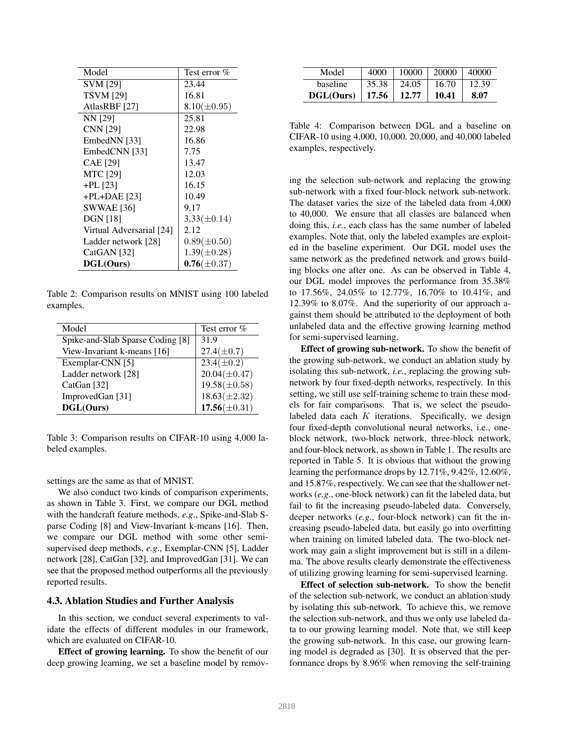| Model | Test error % |
| --- | --- |
| SVM [29] | 23.44 |
| TSVM [29] | 16.81 |
| AtlasRBF [27] | 8.10($\pm$0.95) |
| NN [29] | 25.81 |
| CNN [29] | 22.98 |
| EmbedNN [33] | 16.86 |
| EmbedCNN [33] | 7.75 |
| CAE [29] | 13.47 |
| MTC [29] | 12.03 |
| +PL [23] | 16.15 |
| +PL+DAE [23] | 10.49 |
| SWWAE [36] | 9.17 |
| DGN [18] | 3.33($\pm$0.14) |
| Virtual Adversarial [24] | 2.12 |
| Ladder network [28] | 0.89($\pm$0.50) |
| CatGAN [32] | 1.39($\pm$0.28) |
| **DGL(Ours)** | **0.76**($\pm$0.37) |

Table 2: Comparison results on MNIST using 100 labeled examples.

| Model | Test error % |
| --- | --- |
| Spike-and-Slab Sparse Coding [8] | 31.9 |
| View-Invariant k-means [16] | 27.4($\pm$0.7) |
| Exemplar-CNN [5] | 23.4($\pm$0.2) |
| Ladder network [28] | 20.04($\pm$0.47) |
| CatGan [32] | 19.58($\pm$0.58) |
| ImprovedGan [31] | 18.63($\pm$2.32) |
| **DGL(Ours)** | **17.56**($\pm$0.31) |

Table 3: Comparison results on CIFAR-10 using 4,000 labeled examples.

settings are the same as that of MNIST.

We also conduct two kinds of comparison experiments, as shown in Table 3. First, we compare our DGL method with the handcraft feature methods, *e.g*., Spike-and-Slab Sparse Coding [8] and View-Invariant k-means [16]. Then, we compare our DGL method with some other semi-supervised deep methods, *e.g*., Exemplar-CNN [5], Ladder network [28], CatGan [32], and ImprovedGan [31]. We can see that the proposed method outperforms all the previously reported results.

### 4.3. Ablation Studies and Further Analysis

In this section, we conduct several experiments to validate the effects of different modules in our framework, which are evaluated on CIFAR-10.

**Effect of growing learning.** To show the benefit of our deep growing learning, we set a baseline model by removing the selection sub-network and replacing the growing sub-network with a fixed four-block network sub-network. The dataset varies the size of the labeled data from 4,000 to 40,000. We ensure that all classes are balanced when doing this, *i.e.*, each class has the same number of labeled examples. Note that, only the labeled examples are exploited in the baseline experiment. Our DGL model uses the same network as the predefined network and grows building blocks one after one. As can be observed in Table 4, our DGL model improves the performance from 35.38% to 17.56%, 24.05% to 12.77%, 16.70% to 10.41%, and 12.39% to 8.07%. And the superiority of our approach against them should be attributed to the deployment of both unlabeled data and the effective growing learning method for semi-supervised learning.

| Model | 4000 | 10000 | 20000 | 40000 |
| --- | --- | --- | --- | --- |
| baseline | 35.38 | 24.05 | 16.70 | 12.39 |
| **DGL(Ours)** | **17.56** | **12.77** | **10.41** | **8.07** |

Table 4: Comparison between DGL and a baseline on CIFAR-10 using 4,000, 10,000, 20,000, and 40,000 labeled examples, respectively.

**Effect of growing sub-network.** To show the benefit of the growing sub-network, we conduct an ablation study by isolating this sub-network, *i.e.*, replacing the growing sub-network by four fixed-depth networks, respectively. In this setting, we still use self-training scheme to train these models for fair comparisons. That is, we select the pseudo-labeled data each $K$ iterations. Specifically, we design four fixed-depth convolutional neural networks, i.e., one-block network, two-block network, three-block network, and four-block network, as shown in Table 1. The results are reported in Table 5. It is obvious that without the growing learning the performance drops by 12.71%, 9.42%, 12.60%, and 15.87%, respectively. We can see that the shallower networks (*e.g*., one-block network) can fit the labeled data, but fail to fit the increasing pseudo-labeled data. Conversely, deeper networks (*e.g*., four-block network) can fit the increasing pseudo-labeled data, but easily go into overfitting when training on limited labeled data. The two-block network may gain a slight improvement but is still in a dilemma. The above results clearly demonstrate the effectiveness of utilizing growing learning for semi-supervised learning.

**Effect of selection sub-network.** To show the benefit of the selection sub-network, we conduct an ablation study by isolating this sub-network. To achieve this, we remove the selection sub-network, and thus we only use labeled data to our growing learning model. Note that, we still keep the growing sub-network. In this case, our growing learning model is degraded as [30]. It is observed that the performance drops by 8.96% when removing the self-training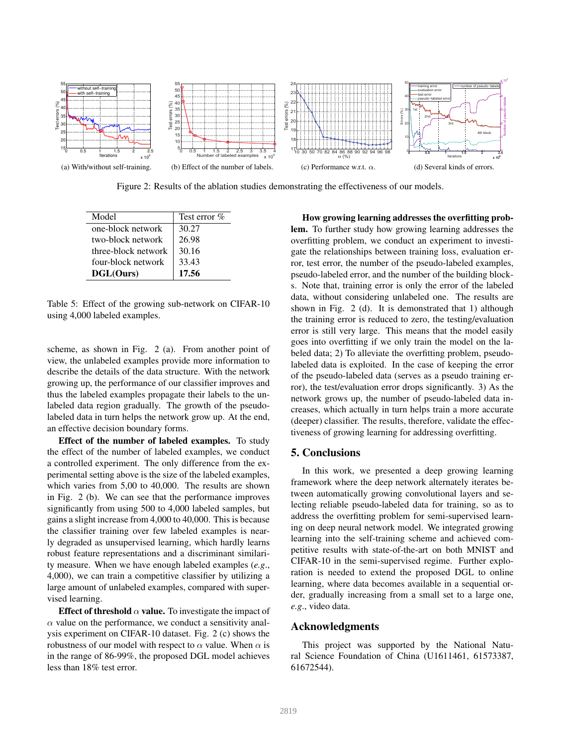without self–training
with self–training
Test errors (%)
Iterations
x 10^6

(a) With/without self-training.

Test errors (%)
Number of labeled examples
x 10^4

(b) Effect of the number of labels.

Test errors (%)
α (%)

(c) Performance w.r.t. α.

training error
evaluation error
test error
pseudo–labeled error
number of pseudo–labels
Errors (%)
Number of pseudo–labels
1st
2nd
3rd
4th block
Iterations

(d) Several kinds of errors.

Figure 2: Results of the ablation studies demonstrating the effectiveness of our models.

| Model | Test error % |
|---|---|
| one-block network | 30.27 |
| two-block network | 26.98 |
| three-block network | 30.16 |
| four-block network | 33.43 |
| **DGL(Ours)** | **17.56** |

Table 5: Effect of the growing sub-network on CIFAR-10 using 4,000 labeled examples.

scheme, as shown in Fig. 2 (a). From another point of view, the unlabeled examples provide more information to describe the details of the data structure. With the network growing up, the performance of our classifier improves and thus the labeled examples propagate their labels to the unlabeled data region gradually. The growth of the pseudo-labeled data in turn helps the network grow up. At the end, an effective decision boundary forms.

**Effect of the number of labeled examples.** To study the effect of the number of labeled examples, we conduct a controlled experiment. The only difference from the experimental setting above is the size of the labeled examples, which varies from 5,00 to 40,000. The results are shown in Fig. 2 (b). We can see that the performance improves significantly from using 500 to 4,000 labeled samples, but gains a slight increase from 4,000 to 40,000. This is because the classifier training over few labeled examples is nearly degraded as unsupervised learning, which hardly learns robust feature representations and a discriminant similarity measure. When we have enough labeled examples (*e.g.*, 4,000), we can train a competitive classifier by utilizing a large amount of unlabeled examples, compared with supervised learning.

**Effect of threshold $\alpha$ value.** To investigate the impact of $\alpha$ value on the performance, we conduct a sensitivity analysis experiment on CIFAR-10 dataset. Fig. 2 (c) shows the robustness of our model with respect to $\alpha$ value. When $\alpha$ is in the range of 86-99%, the proposed DGL model achieves less than 18% test error.

**How growing learning addresses the overfitting problem.** To further study how growing learning addresses the overfitting problem, we conduct an experiment to investigate the relationships between training loss, evaluation error, test error, the number of the pseudo-labeled examples, pseudo-labeled error, and the number of the building blocks. Note that, training error is only the error of the labeled data, without considering unlabeled one. The results are shown in Fig. 2 (d). It is demonstrated that 1) although the training error is reduced to zero, the testing/evaluation error is still very large. This means that the model easily goes into overfitting if we only train the model on the labeled data; 2) To alleviate the overfitting problem, pseudo-labeled data is exploited. In the case of keeping the error of the pseudo-labeled data (serves as a pseudo training error), the test/evaluation error drops significantly. 3) As the network grows up, the number of pseudo-labeled data increases, which actually in turn helps train a more accurate (deeper) classifier. The results, therefore, validate the effectiveness of growing learning for addressing overfitting.

## 5. Conclusions

In this work, we presented a deep growing learning framework where the deep network alternately iterates between automatically growing convolutional layers and selecting reliable pseudo-labeled data for training, so as to address the overfitting problem for semi-supervised learning on deep neural network model. We integrated growing learning into the self-training scheme and achieved competitive results with state-of-the-art on both MNIST and CIFAR-10 in the semi-supervised regime. Further exploration is needed to extend the proposed DGL to online learning, where data becomes available in a sequential order, gradually increasing from a small set to a large one, *e.g.*, video data.

## Acknowledgments

This project was supported by the National Natural Science Foundation of China (U1611461, 61573387, 61672544).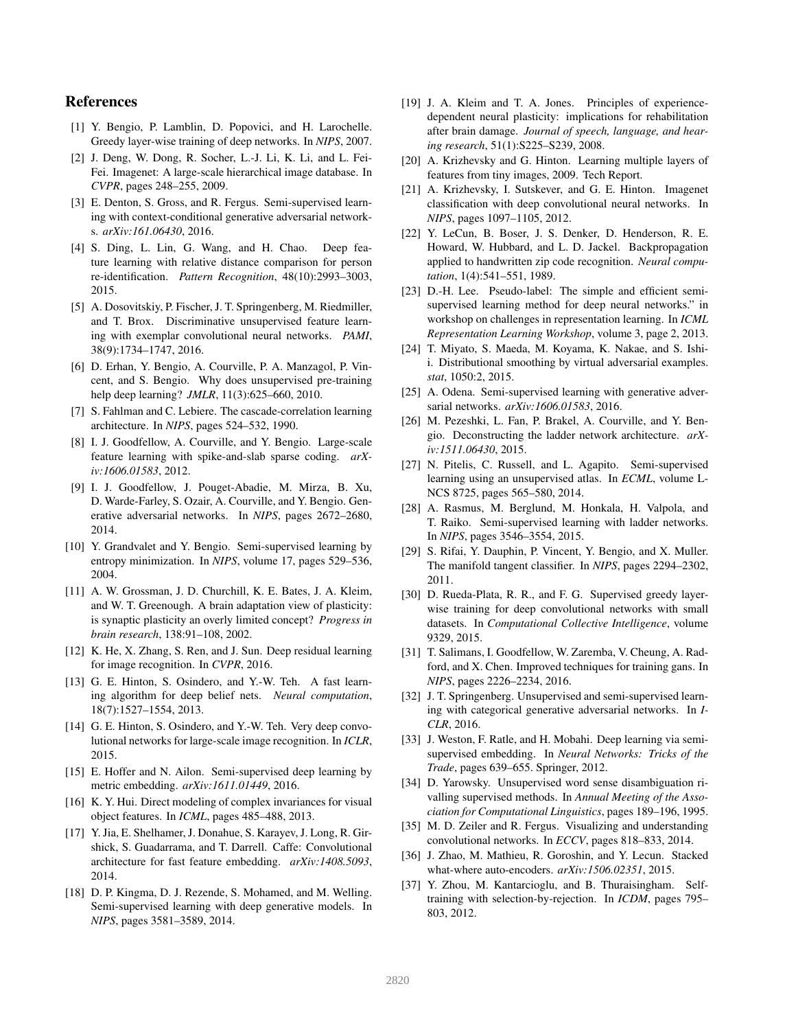## References

[1] Y. Bengio, P. Lamblin, D. Popovici, and H. Larochelle. Greedy layer-wise training of deep networks. In *NIPS*, 2007.

[2] J. Deng, W. Dong, R. Socher, L.-J. Li, K. Li, and L. Fei-Fei. Imagenet: A large-scale hierarchical image database. In *CVPR*, pages 248–255, 2009.

[3] E. Denton, S. Gross, and R. Fergus. Semi-supervised learning with context-conditional generative adversarial networks. *arXiv:161.06430*, 2016.

[4] S. Ding, L. Lin, G. Wang, and H. Chao. Deep feature learning with relative distance comparison for person re-identification. *Pattern Recognition*, 48(10):2993–3003, 2015.

[5] A. Dosovitskiy, P. Fischer, J. T. Springenberg, M. Riedmiller, and T. Brox. Discriminative unsupervised feature learning with exemplar convolutional neural networks. *PAMI*, 38(9):1734–1747, 2016.

[6] D. Erhan, Y. Bengio, A. Courville, P. A. Manzagol, P. Vincent, and S. Bengio. Why does unsupervised pre-training help deep learning? *JMLR*, 11(3):625–660, 2010.

[7] S. Fahlman and C. Lebiere. The cascade-correlation learning architecture. In *NIPS*, pages 524–532, 1990.

[8] I. J. Goodfellow, A. Courville, and Y. Bengio. Large-scale feature learning with spike-and-slab sparse coding. *arXiv:1606.01583*, 2012.

[9] I. J. Goodfellow, J. Pouget-Abadie, M. Mirza, B. Xu, D. Warde-Farley, S. Ozair, A. Courville, and Y. Bengio. Generative adversarial networks. In *NIPS*, pages 2672–2680, 2014.

[10] Y. Grandvalet and Y. Bengio. Semi-supervised learning by entropy minimization. In *NIPS*, volume 17, pages 529–536, 2004.

[11] A. W. Grossman, J. D. Churchill, K. E. Bates, J. A. Kleim, and W. T. Greenough. A brain adaptation view of plasticity: is synaptic plasticity an overly limited concept? *Progress in brain research*, 138:91–108, 2002.

[12] K. He, X. Zhang, S. Ren, and J. Sun. Deep residual learning for image recognition. In *CVPR*, 2016.

[13] G. E. Hinton, S. Osindero, and Y.-W. Teh. A fast learning algorithm for deep belief nets. *Neural computation*, 18(7):1527–1554, 2013.

[14] G. E. Hinton, S. Osindero, and Y.-W. Teh. Very deep convolutional networks for large-scale image recognition. In *ICLR*, 2015.

[15] E. Hoffer and N. Ailon. Semi-supervised deep learning by metric embedding. *arXiv:1611.01449*, 2016.

[16] K. Y. Hui. Direct modeling of complex invariances for visual object features. In *ICML*, pages 485–488, 2013.

[17] Y. Jia, E. Shelhamer, J. Donahue, S. Karayev, J. Long, R. Girshick, S. Guadarrama, and T. Darrell. Caffe: Convolutional architecture for fast feature embedding. *arXiv:1408.5093*, 2014.

[18] D. P. Kingma, D. J. Rezende, S. Mohamed, and M. Welling. Semi-supervised learning with deep generative models. In *NIPS*, pages 3581–3589, 2014.

[19] J. A. Kleim and T. A. Jones. Principles of experience-dependent neural plasticity: implications for rehabilitation after brain damage. *Journal of speech, language, and hearing research*, 51(1):S225–S239, 2008.

[20] A. Krizhevsky and G. Hinton. Learning multiple layers of features from tiny images, 2009. Tech Report.

[21] A. Krizhevsky, I. Sutskever, and G. E. Hinton. Imagenet classification with deep convolutional neural networks. In *NIPS*, pages 1097–1105, 2012.

[22] Y. LeCun, B. Boser, J. S. Denker, D. Henderson, R. E. Howard, W. Hubbard, and L. D. Jackel. Backpropagation applied to handwritten zip code recognition. *Neural computation*, 1(4):541–551, 1989.

[23] D.-H. Lee. Pseudo-label: The simple and efficient semi-supervised learning method for deep neural networks." in workshop on challenges in representation learning. In *ICML Representation Learning Workshop*, volume 3, page 2, 2013.

[24] T. Miyato, S. Maeda, M. Koyama, K. Nakae, and S. Ishii. Distributional smoothing by virtual adversarial examples. *stat*, 1050:2, 2015.

[25] A. Odena. Semi-supervised learning with generative adversarial networks. *arXiv:1606.01583*, 2016.

[26] M. Pezeshki, L. Fan, P. Brakel, A. Courville, and Y. Bengio. Deconstructing the ladder network architecture. *arXiv:1511.06430*, 2015.

[27] N. Pitelis, C. Russell, and L. Agapito. Semi-supervised learning using an unsupervised atlas. In *ECML*, volume LNCS 8725, pages 565–580, 2014.

[28] A. Rasmus, M. Berglund, M. Honkala, H. Valpola, and T. Raiko. Semi-supervised learning with ladder networks. In *NIPS*, pages 3546–3554, 2015.

[29] S. Rifai, Y. Dauphin, P. Vincent, Y. Bengio, and X. Muller. The manifold tangent classifier. In *NIPS*, pages 2294–2302, 2011.

[30] D. Rueda-Plata, R. R., and F. G. Supervised greedy layer-wise training for deep convolutional networks with small datasets. In *Computational Collective Intelligence*, volume 9329, 2015.

[31] T. Salimans, I. Goodfellow, W. Zaremba, V. Cheung, A. Radford, and X. Chen. Improved techniques for training gans. In *NIPS*, pages 2226–2234, 2016.

[32] J. T. Springenberg. Unsupervised and semi-supervised learning with categorical generative adversarial networks. In *ICLR*, 2016.

[33] J. Weston, F. Ratle, and H. Mobahi. Deep learning via semi-supervised embedding. In *Neural Networks: Tricks of the Trade*, pages 639–655. Springer, 2012.

[34] D. Yarowsky. Unsupervised word sense disambiguation rivalling supervised methods. In *Annual Meeting of the Association for Computational Linguistics*, pages 189–196, 1995.

[35] M. D. Zeiler and R. Fergus. Visualizing and understanding convolutional networks. In *ECCV*, pages 818–833, 2014.

[36] J. Zhao, M. Mathieu, R. Goroshin, and Y. Lecun. Stacked what-where auto-encoders. *arXiv:1506.02351*, 2015.

[37] Y. Zhou, M. Kantarcioglu, and B. Thuraisingham. Self-training with selection-by-rejection. In *ICDM*, pages 795–803, 2012.